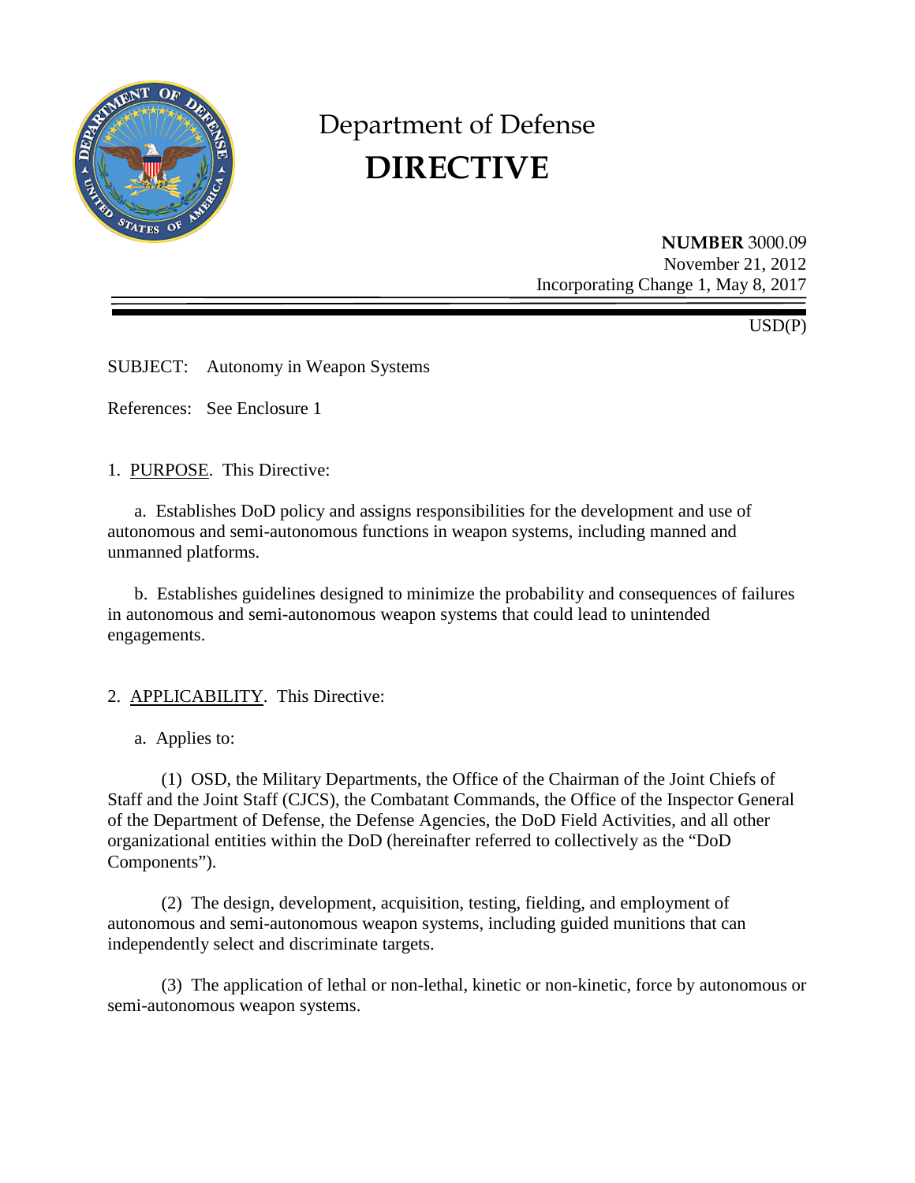# Department of Defense
# DIRECTIVE

**NUMBER** 3000.09
November 21, 2012
Incorporating Change 1, May 8, 2017

USD(P)

SUBJECT: Autonomy in Weapon Systems

References: See Enclosure 1

1. PURPOSE. This Directive:

a. Establishes DoD policy and assigns responsibilities for the development and use of autonomous and semi-autonomous functions in weapon systems, including manned and unmanned platforms.

b. Establishes guidelines designed to minimize the probability and consequences of failures in autonomous and semi-autonomous weapon systems that could lead to unintended engagements.

2. APPLICABILITY. This Directive:

a. Applies to:

(1) OSD, the Military Departments, the Office of the Chairman of the Joint Chiefs of Staff and the Joint Staff (CJCS), the Combatant Commands, the Office of the Inspector General of the Department of Defense, the Defense Agencies, the DoD Field Activities, and all other organizational entities within the DoD (hereinafter referred to collectively as the "DoD Components").

(2) The design, development, acquisition, testing, fielding, and employment of autonomous and semi-autonomous weapon systems, including guided munitions that can independently select and discriminate targets.

(3) The application of lethal or non-lethal, kinetic or non-kinetic, force by autonomous or semi-autonomous weapon systems.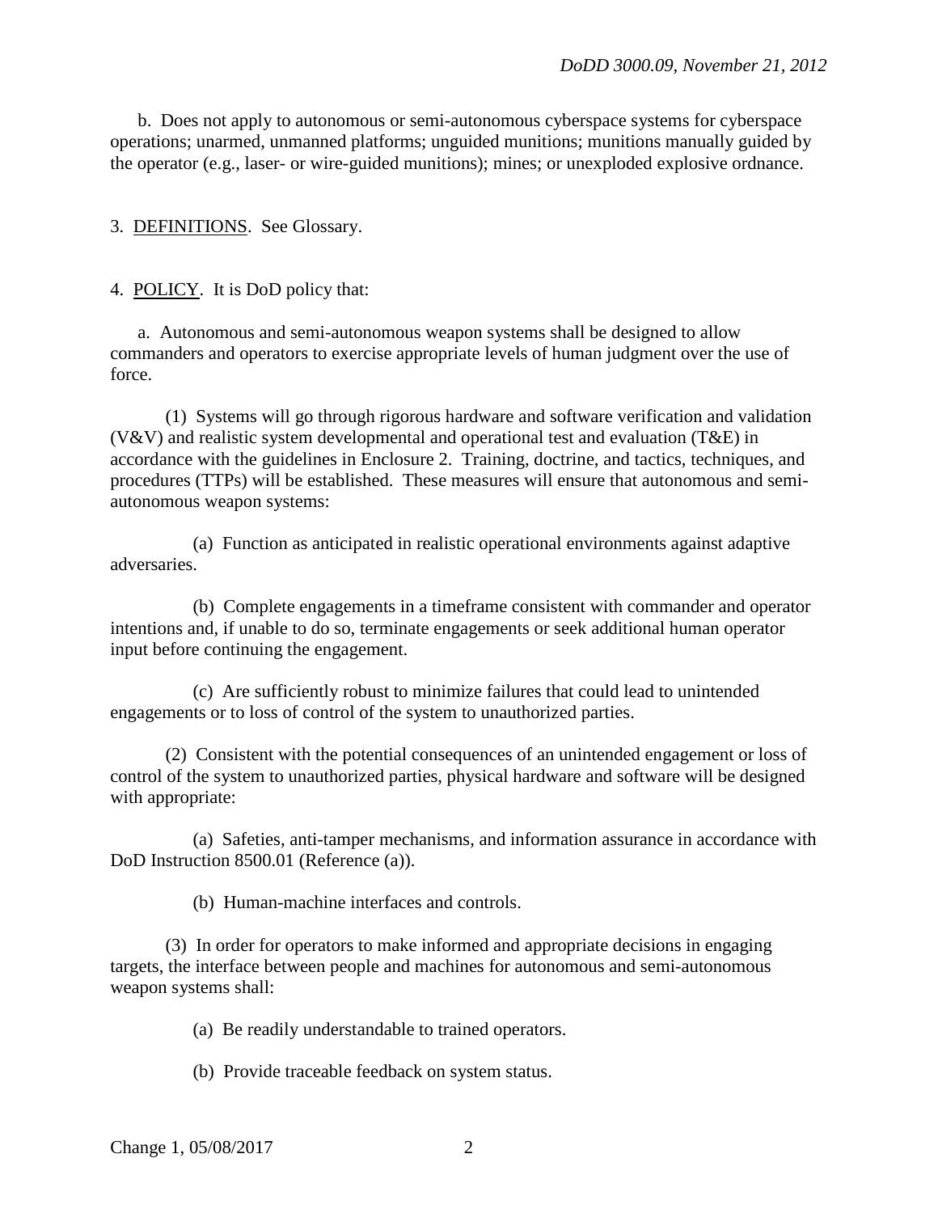b. Does not apply to autonomous or semi-autonomous cyberspace systems for cyberspace operations; unarmed, unmanned platforms; unguided munitions; munitions manually guided by the operator (e.g., laser- or wire-guided munitions); mines; or unexploded explosive ordnance.

3. DEFINITIONS. See Glossary.

4. POLICY. It is DoD policy that:

a. Autonomous and semi-autonomous weapon systems shall be designed to allow commanders and operators to exercise appropriate levels of human judgment over the use of force.

(1) Systems will go through rigorous hardware and software verification and validation (V&V) and realistic system developmental and operational test and evaluation (T&E) in accordance with the guidelines in Enclosure 2. Training, doctrine, and tactics, techniques, and procedures (TTPs) will be established. These measures will ensure that autonomous and semi-autonomous weapon systems:

(a) Function as anticipated in realistic operational environments against adaptive adversaries.

(b) Complete engagements in a timeframe consistent with commander and operator intentions and, if unable to do so, terminate engagements or seek additional human operator input before continuing the engagement.

(c) Are sufficiently robust to minimize failures that could lead to unintended engagements or to loss of control of the system to unauthorized parties.

(2) Consistent with the potential consequences of an unintended engagement or loss of control of the system to unauthorized parties, physical hardware and software will be designed with appropriate:

(a) Safeties, anti-tamper mechanisms, and information assurance in accordance with DoD Instruction 8500.01 (Reference (a)).

(b) Human-machine interfaces and controls.

(3) In order for operators to make informed and appropriate decisions in engaging targets, the interface between people and machines for autonomous and semi-autonomous weapon systems shall:

(a) Be readily understandable to trained operators.

(b) Provide traceable feedback on system status.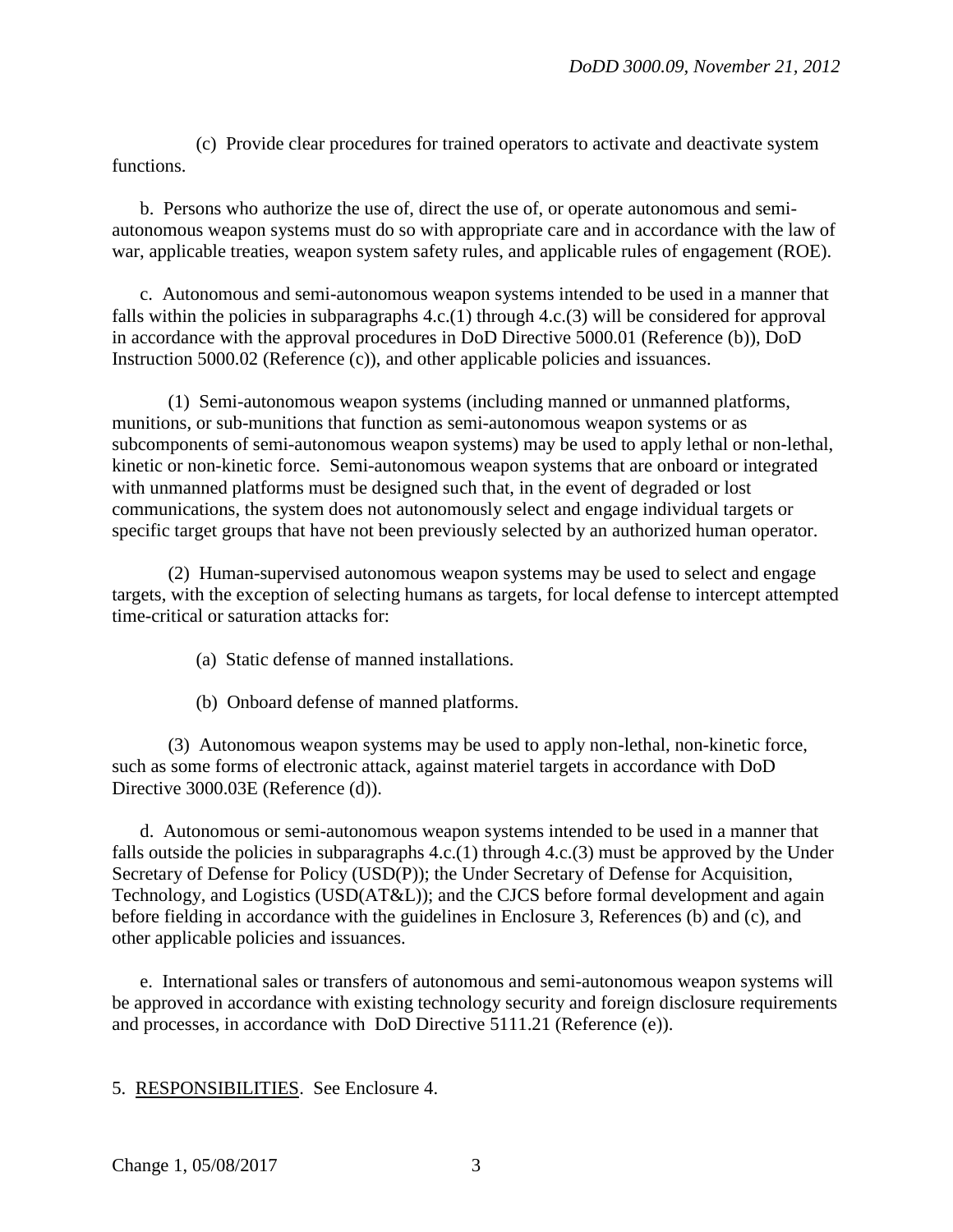(c) Provide clear procedures for trained operators to activate and deactivate system functions.

b. Persons who authorize the use of, direct the use of, or operate autonomous and semi-autonomous weapon systems must do so with appropriate care and in accordance with the law of war, applicable treaties, weapon system safety rules, and applicable rules of engagement (ROE).

c. Autonomous and semi-autonomous weapon systems intended to be used in a manner that falls within the policies in subparagraphs 4.c.(1) through 4.c.(3) will be considered for approval in accordance with the approval procedures in DoD Directive 5000.01 (Reference (b)), DoD Instruction 5000.02 (Reference (c)), and other applicable policies and issuances.

(1) Semi-autonomous weapon systems (including manned or unmanned platforms, munitions, or sub-munitions that function as semi-autonomous weapon systems or as subcomponents of semi-autonomous weapon systems) may be used to apply lethal or non-lethal, kinetic or non-kinetic force. Semi-autonomous weapon systems that are onboard or integrated with unmanned platforms must be designed such that, in the event of degraded or lost communications, the system does not autonomously select and engage individual targets or specific target groups that have not been previously selected by an authorized human operator.

(2) Human-supervised autonomous weapon systems may be used to select and engage targets, with the exception of selecting humans as targets, for local defense to intercept attempted time-critical or saturation attacks for:

(a) Static defense of manned installations.

(b) Onboard defense of manned platforms.

(3) Autonomous weapon systems may be used to apply non-lethal, non-kinetic force, such as some forms of electronic attack, against materiel targets in accordance with DoD Directive 3000.03E (Reference (d)).

d. Autonomous or semi-autonomous weapon systems intended to be used in a manner that falls outside the policies in subparagraphs 4.c.(1) through 4.c.(3) must be approved by the Under Secretary of Defense for Policy (USD(P)); the Under Secretary of Defense for Acquisition, Technology, and Logistics (USD(AT&L)); and the CJCS before formal development and again before fielding in accordance with the guidelines in Enclosure 3, References (b) and (c), and other applicable policies and issuances.

e. International sales or transfers of autonomous and semi-autonomous weapon systems will be approved in accordance with existing technology security and foreign disclosure requirements and processes, in accordance with DoD Directive 5111.21 (Reference (e)).

5. RESPONSIBILITIES. See Enclosure 4.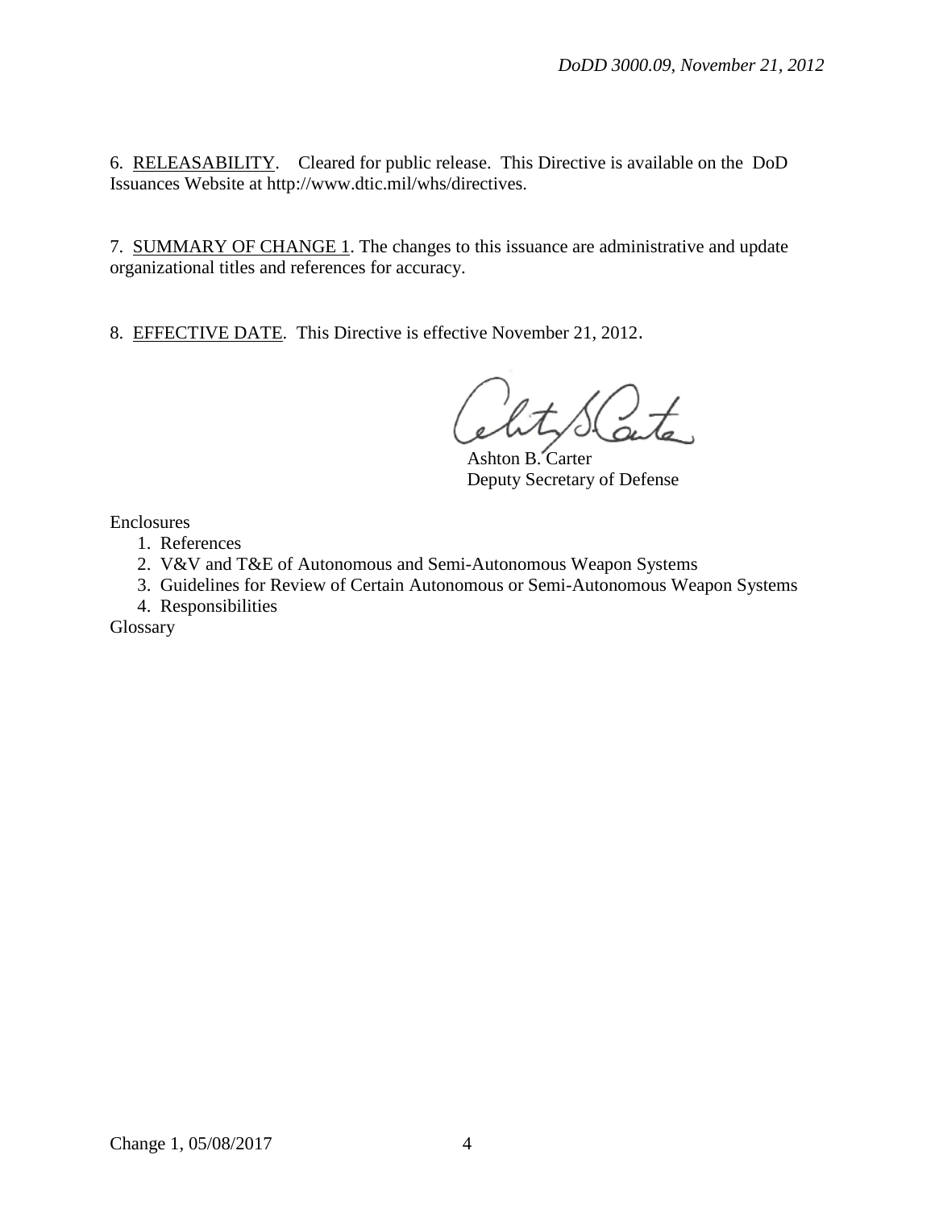6. RELEASABILITY. Cleared for public release. This Directive is available on the DoD Issuances Website at http://www.dtic.mil/whs/directives.

7. SUMMARY OF CHANGE 1. The changes to this issuance are administrative and update organizational titles and references for accuracy.

8. EFFECTIVE DATE. This Directive is effective November 21, 2012.

Ashton B. Carter
Deputy Secretary of Defense

Enclosures
1. References
2. V&V and T&E of Autonomous and Semi-Autonomous Weapon Systems
3. Guidelines for Review of Certain Autonomous or Semi-Autonomous Weapon Systems
4. Responsibilities

Glossary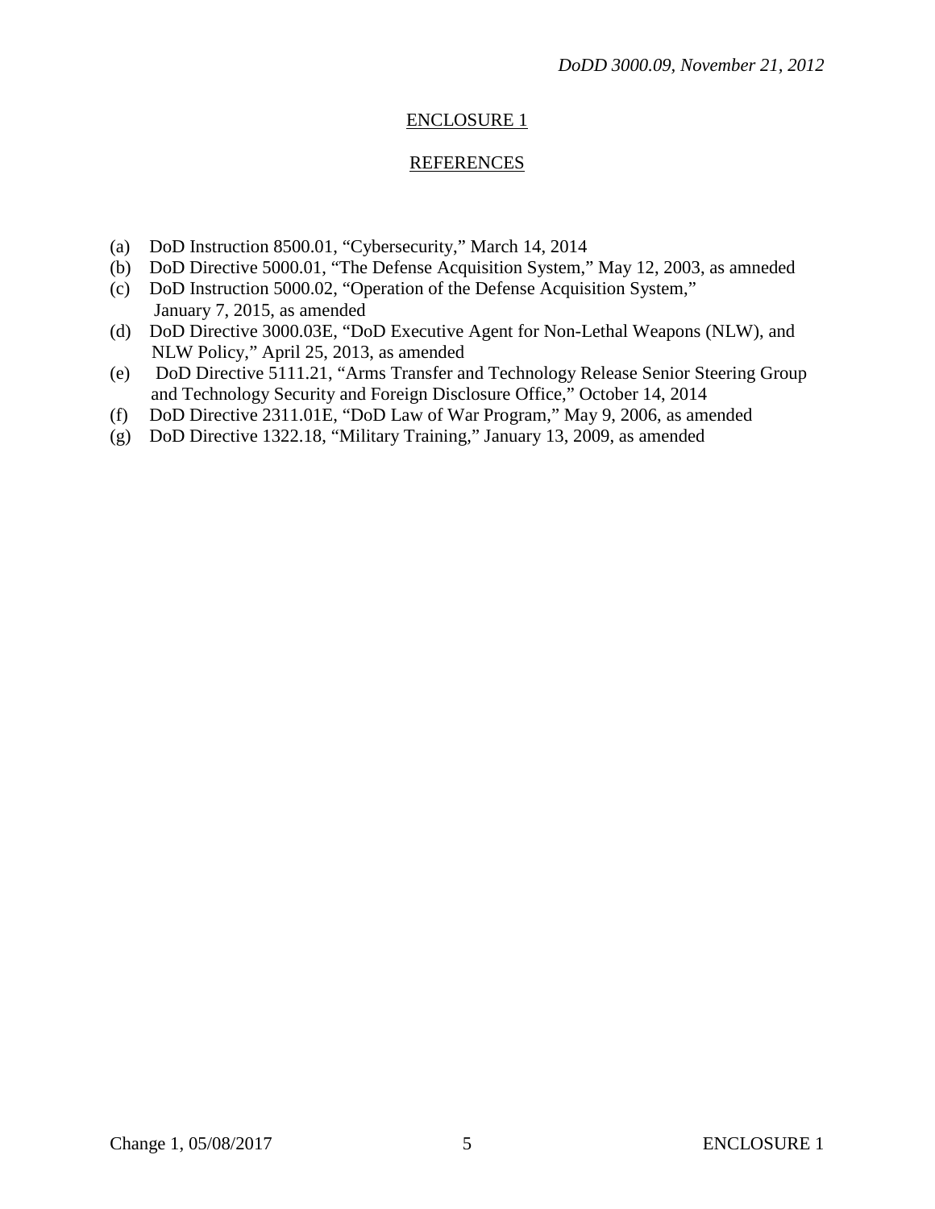## ENCLOSURE 1

## REFERENCES

(a) DoD Instruction 8500.01, "Cybersecurity," March 14, 2014
(b) DoD Directive 5000.01, "The Defense Acquisition System," May 12, 2003, as amneded
(c) DoD Instruction 5000.02, "Operation of the Defense Acquisition System," January 7, 2015, as amended
(d) DoD Directive 3000.03E, "DoD Executive Agent for Non-Lethal Weapons (NLW), and NLW Policy," April 25, 2013, as amended
(e) DoD Directive 5111.21, "Arms Transfer and Technology Release Senior Steering Group and Technology Security and Foreign Disclosure Office," October 14, 2014
(f) DoD Directive 2311.01E, "DoD Law of War Program," May 9, 2006, as amended
(g) DoD Directive 1322.18, "Military Training," January 13, 2009, as amended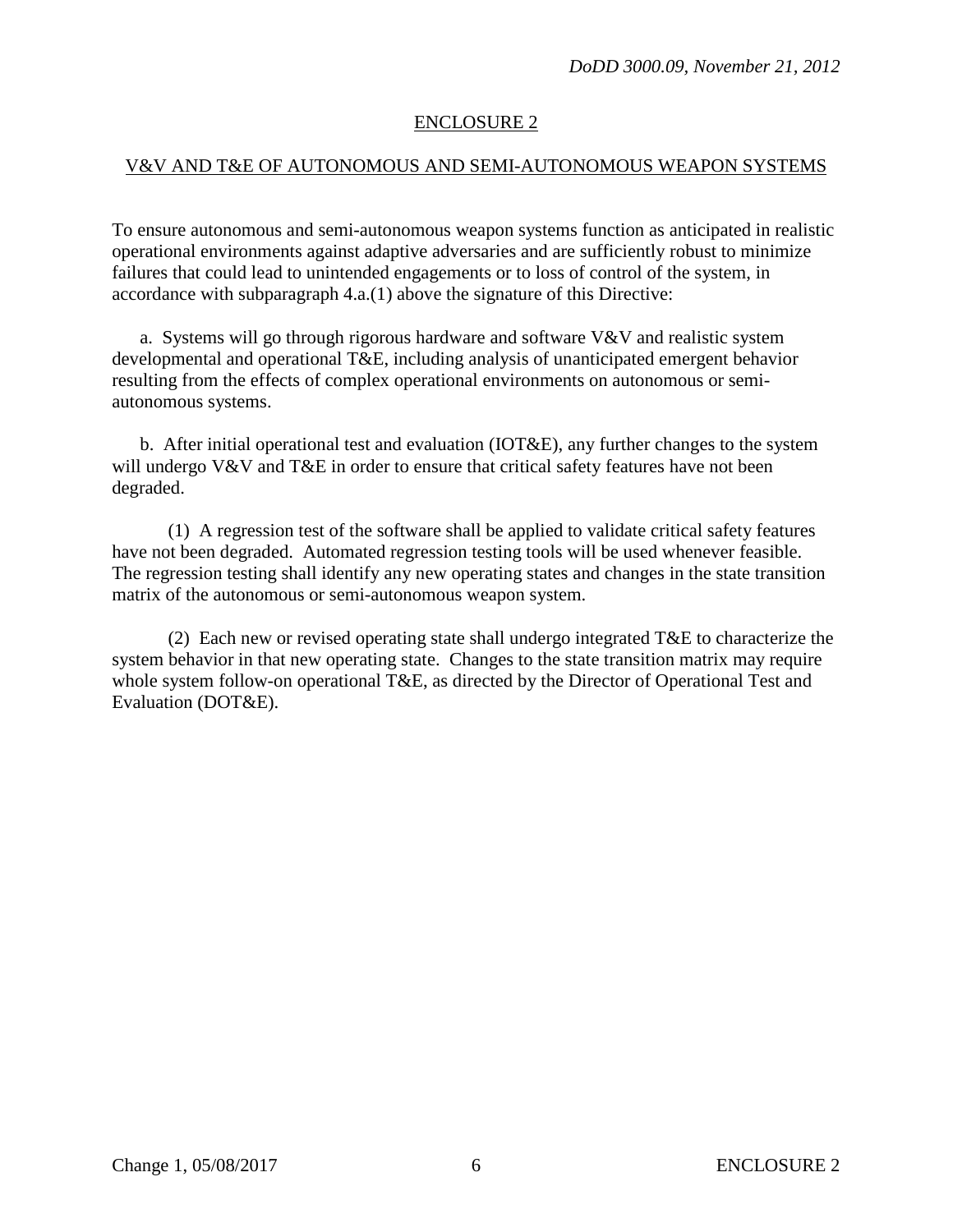## ENCLOSURE 2

## V&V AND T&E OF AUTONOMOUS AND SEMI-AUTONOMOUS WEAPON SYSTEMS

To ensure autonomous and semi-autonomous weapon systems function as anticipated in realistic operational environments against adaptive adversaries and are sufficiently robust to minimize failures that could lead to unintended engagements or to loss of control of the system, in accordance with subparagraph 4.a.(1) above the signature of this Directive:

a. Systems will go through rigorous hardware and software V&V and realistic system developmental and operational T&E, including analysis of unanticipated emergent behavior resulting from the effects of complex operational environments on autonomous or semi-autonomous systems.

b. After initial operational test and evaluation (IOT&E), any further changes to the system will undergo V&V and T&E in order to ensure that critical safety features have not been degraded.

(1) A regression test of the software shall be applied to validate critical safety features have not been degraded. Automated regression testing tools will be used whenever feasible. The regression testing shall identify any new operating states and changes in the state transition matrix of the autonomous or semi-autonomous weapon system.

(2) Each new or revised operating state shall undergo integrated T&E to characterize the system behavior in that new operating state. Changes to the state transition matrix may require whole system follow-on operational T&E, as directed by the Director of Operational Test and Evaluation (DOT&E).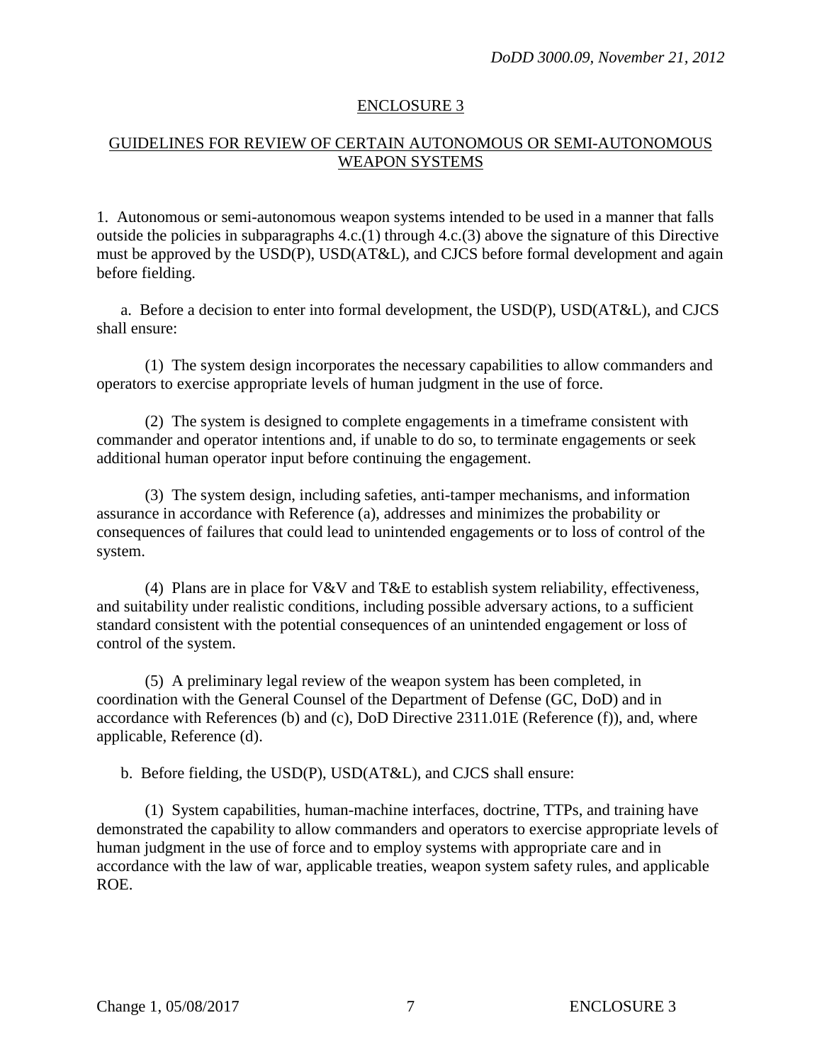## ENCLOSURE 3

## GUIDELINES FOR REVIEW OF CERTAIN AUTONOMOUS OR SEMI-AUTONOMOUS WEAPON SYSTEMS

1. Autonomous or semi-autonomous weapon systems intended to be used in a manner that falls outside the policies in subparagraphs 4.c.(1) through 4.c.(3) above the signature of this Directive must be approved by the USD(P), USD(AT&L), and CJCS before formal development and again before fielding.

a. Before a decision to enter into formal development, the USD(P), USD(AT&L), and CJCS shall ensure:

(1) The system design incorporates the necessary capabilities to allow commanders and operators to exercise appropriate levels of human judgment in the use of force.

(2) The system is designed to complete engagements in a timeframe consistent with commander and operator intentions and, if unable to do so, to terminate engagements or seek additional human operator input before continuing the engagement.

(3) The system design, including safeties, anti-tamper mechanisms, and information assurance in accordance with Reference (a), addresses and minimizes the probability or consequences of failures that could lead to unintended engagements or to loss of control of the system.

(4) Plans are in place for V&V and T&E to establish system reliability, effectiveness, and suitability under realistic conditions, including possible adversary actions, to a sufficient standard consistent with the potential consequences of an unintended engagement or loss of control of the system.

(5) A preliminary legal review of the weapon system has been completed, in coordination with the General Counsel of the Department of Defense (GC, DoD) and in accordance with References (b) and (c), DoD Directive 2311.01E (Reference (f)), and, where applicable, Reference (d).

b. Before fielding, the USD(P), USD(AT&L), and CJCS shall ensure:

(1) System capabilities, human-machine interfaces, doctrine, TTPs, and training have demonstrated the capability to allow commanders and operators to exercise appropriate levels of human judgment in the use of force and to employ systems with appropriate care and in accordance with the law of war, applicable treaties, weapon system safety rules, and applicable ROE.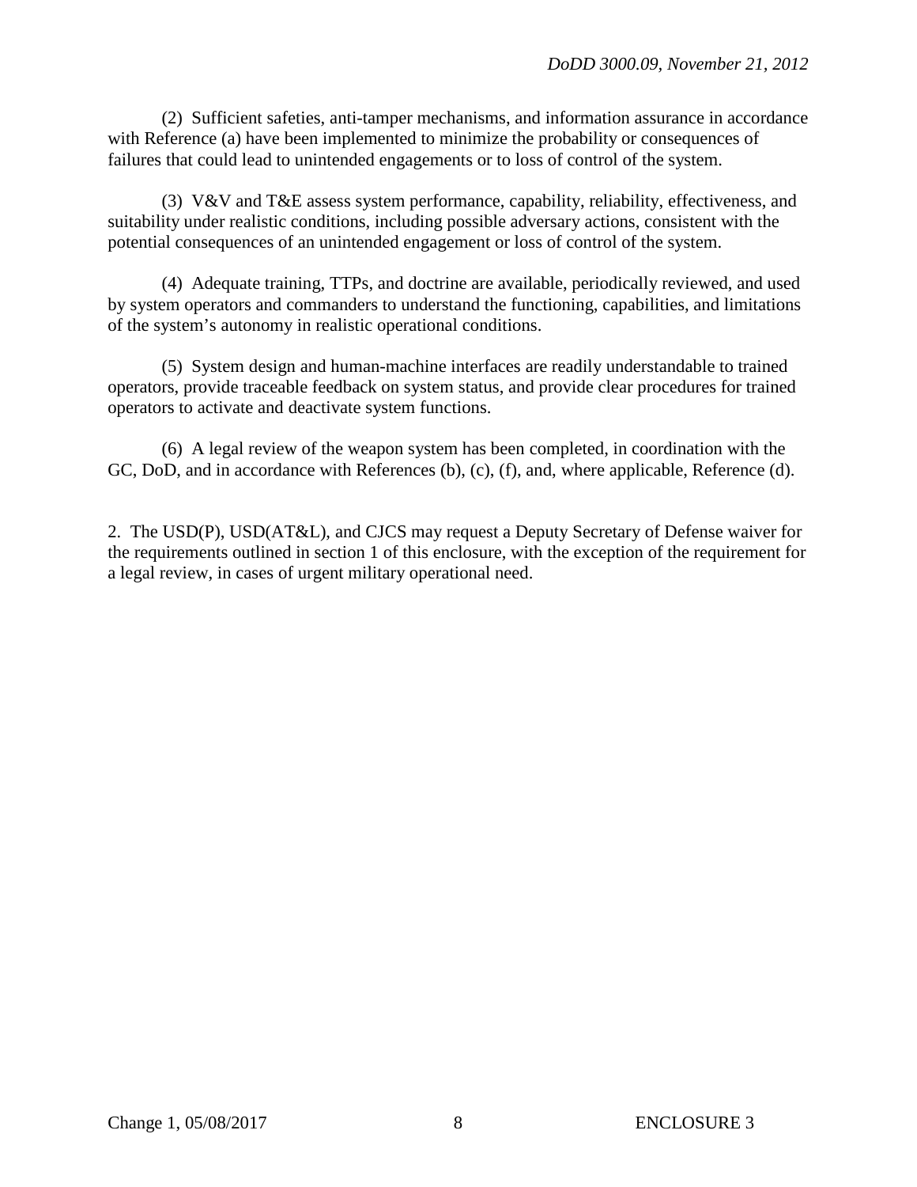(2) Sufficient safeties, anti-tamper mechanisms, and information assurance in accordance with Reference (a) have been implemented to minimize the probability or consequences of failures that could lead to unintended engagements or to loss of control of the system.

(3) V&V and T&E assess system performance, capability, reliability, effectiveness, and suitability under realistic conditions, including possible adversary actions, consistent with the potential consequences of an unintended engagement or loss of control of the system.

(4) Adequate training, TTPs, and doctrine are available, periodically reviewed, and used by system operators and commanders to understand the functioning, capabilities, and limitations of the system's autonomy in realistic operational conditions.

(5) System design and human-machine interfaces are readily understandable to trained operators, provide traceable feedback on system status, and provide clear procedures for trained operators to activate and deactivate system functions.

(6) A legal review of the weapon system has been completed, in coordination with the GC, DoD, and in accordance with References (b), (c), (f), and, where applicable, Reference (d).

2. The USD(P), USD(AT&L), and CJCS may request a Deputy Secretary of Defense waiver for the requirements outlined in section 1 of this enclosure, with the exception of the requirement for a legal review, in cases of urgent military operational need.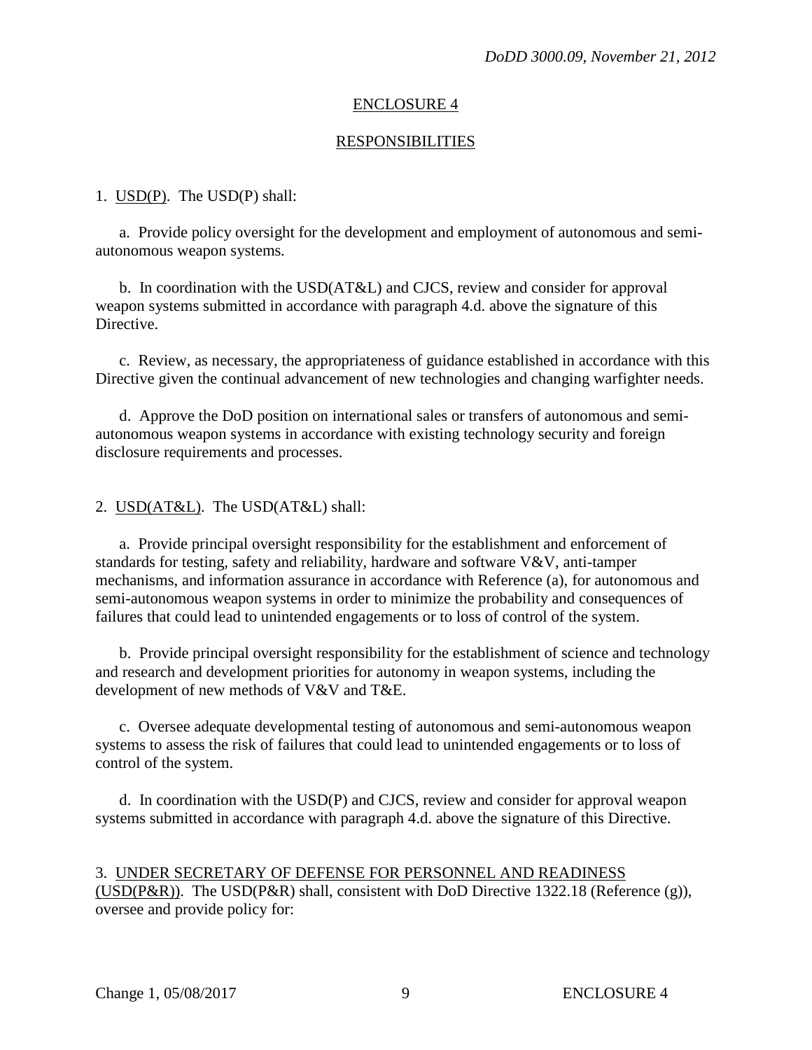## ENCLOSURE 4

## RESPONSIBILITIES

1. USD(P). The USD(P) shall:

a. Provide policy oversight for the development and employment of autonomous and semi-autonomous weapon systems.

b. In coordination with the USD(AT&L) and CJCS, review and consider for approval weapon systems submitted in accordance with paragraph 4.d. above the signature of this Directive.

c. Review, as necessary, the appropriateness of guidance established in accordance with this Directive given the continual advancement of new technologies and changing warfighter needs.

d. Approve the DoD position on international sales or transfers of autonomous and semi-autonomous weapon systems in accordance with existing technology security and foreign disclosure requirements and processes.

2. USD(AT&L). The USD(AT&L) shall:

a. Provide principal oversight responsibility for the establishment and enforcement of standards for testing, safety and reliability, hardware and software V&V, anti-tamper mechanisms, and information assurance in accordance with Reference (a), for autonomous and semi-autonomous weapon systems in order to minimize the probability and consequences of failures that could lead to unintended engagements or to loss of control of the system.

b. Provide principal oversight responsibility for the establishment of science and technology and research and development priorities for autonomy in weapon systems, including the development of new methods of V&V and T&E.

c. Oversee adequate developmental testing of autonomous and semi-autonomous weapon systems to assess the risk of failures that could lead to unintended engagements or to loss of control of the system.

d. In coordination with the USD(P) and CJCS, review and consider for approval weapon systems submitted in accordance with paragraph 4.d. above the signature of this Directive.

3. UNDER SECRETARY OF DEFENSE FOR PERSONNEL AND READINESS (USD(P&R)). The USD(P&R) shall, consistent with DoD Directive 1322.18 (Reference (g)), oversee and provide policy for: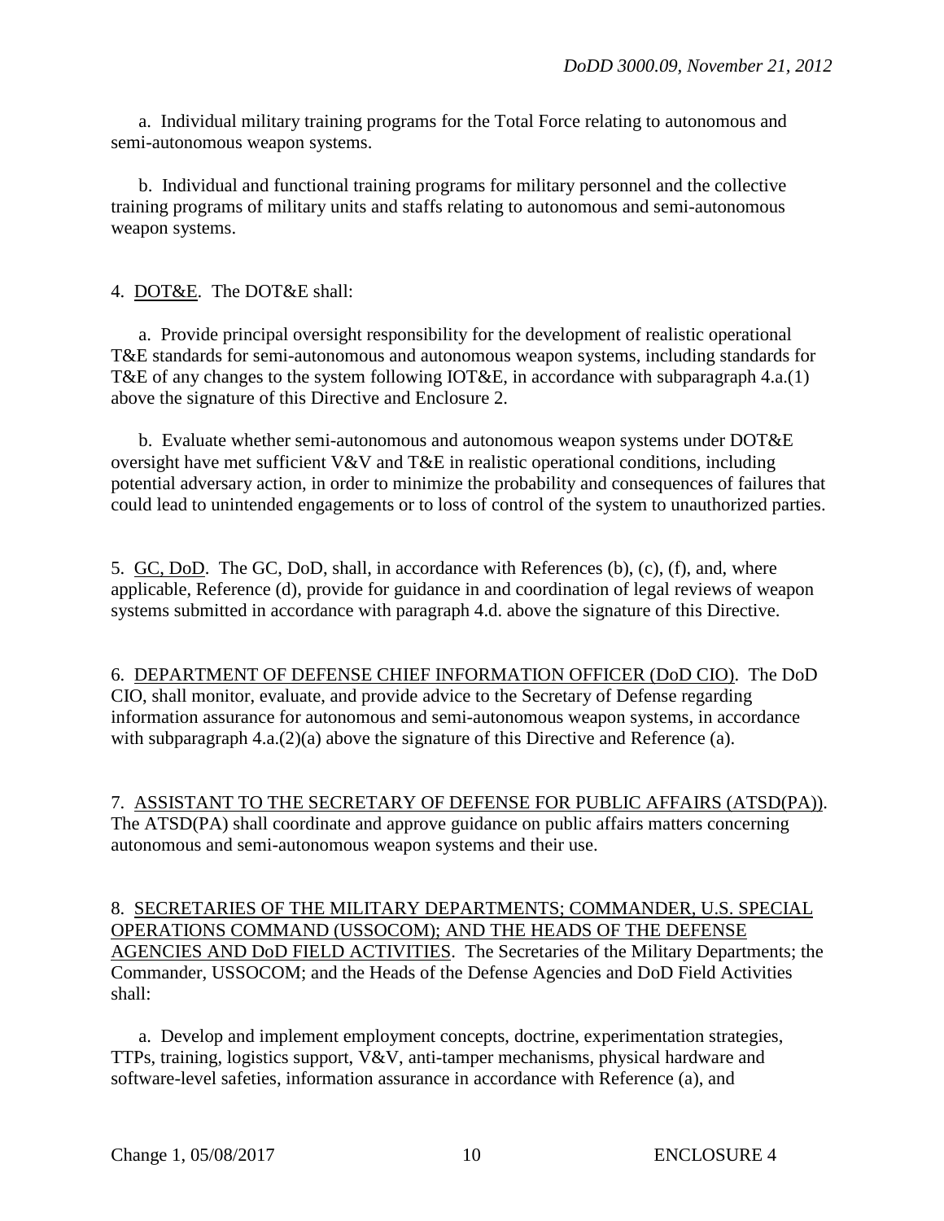a. Individual military training programs for the Total Force relating to autonomous and semi-autonomous weapon systems.

b. Individual and functional training programs for military personnel and the collective training programs of military units and staffs relating to autonomous and semi-autonomous weapon systems.

4. DOT&E. The DOT&E shall:

a. Provide principal oversight responsibility for the development of realistic operational T&E standards for semi-autonomous and autonomous weapon systems, including standards for T&E of any changes to the system following IOT&E, in accordance with subparagraph 4.a.(1) above the signature of this Directive and Enclosure 2.

b. Evaluate whether semi-autonomous and autonomous weapon systems under DOT&E oversight have met sufficient V&V and T&E in realistic operational conditions, including potential adversary action, in order to minimize the probability and consequences of failures that could lead to unintended engagements or to loss of control of the system to unauthorized parties.

5. GC, DoD. The GC, DoD, shall, in accordance with References (b), (c), (f), and, where applicable, Reference (d), provide for guidance in and coordination of legal reviews of weapon systems submitted in accordance with paragraph 4.d. above the signature of this Directive.

6. DEPARTMENT OF DEFENSE CHIEF INFORMATION OFFICER (DoD CIO). The DoD CIO, shall monitor, evaluate, and provide advice to the Secretary of Defense regarding information assurance for autonomous and semi-autonomous weapon systems, in accordance with subparagraph 4.a.(2)(a) above the signature of this Directive and Reference (a).

7. ASSISTANT TO THE SECRETARY OF DEFENSE FOR PUBLIC AFFAIRS (ATSD(PA)). The ATSD(PA) shall coordinate and approve guidance on public affairs matters concerning autonomous and semi-autonomous weapon systems and their use.

8. SECRETARIES OF THE MILITARY DEPARTMENTS; COMMANDER, U.S. SPECIAL OPERATIONS COMMAND (USSOCOM); AND THE HEADS OF THE DEFENSE AGENCIES AND DoD FIELD ACTIVITIES. The Secretaries of the Military Departments; the Commander, USSOCOM; and the Heads of the Defense Agencies and DoD Field Activities shall:

a. Develop and implement employment concepts, doctrine, experimentation strategies, TTPs, training, logistics support, V&V, anti-tamper mechanisms, physical hardware and software-level safeties, information assurance in accordance with Reference (a), and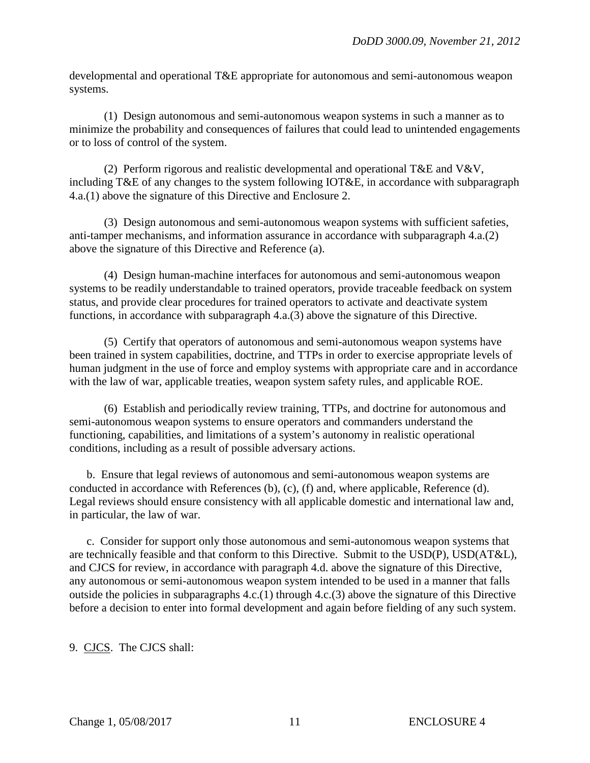developmental and operational T&E appropriate for autonomous and semi-autonomous weapon systems.

(1) Design autonomous and semi-autonomous weapon systems in such a manner as to minimize the probability and consequences of failures that could lead to unintended engagements or to loss of control of the system.

(2) Perform rigorous and realistic developmental and operational T&E and V&V, including T&E of any changes to the system following IOT&E, in accordance with subparagraph 4.a.(1) above the signature of this Directive and Enclosure 2.

(3) Design autonomous and semi-autonomous weapon systems with sufficient safeties, anti-tamper mechanisms, and information assurance in accordance with subparagraph 4.a.(2) above the signature of this Directive and Reference (a).

(4) Design human-machine interfaces for autonomous and semi-autonomous weapon systems to be readily understandable to trained operators, provide traceable feedback on system status, and provide clear procedures for trained operators to activate and deactivate system functions, in accordance with subparagraph 4.a.(3) above the signature of this Directive.

(5) Certify that operators of autonomous and semi-autonomous weapon systems have been trained in system capabilities, doctrine, and TTPs in order to exercise appropriate levels of human judgment in the use of force and employ systems with appropriate care and in accordance with the law of war, applicable treaties, weapon system safety rules, and applicable ROE.

(6) Establish and periodically review training, TTPs, and doctrine for autonomous and semi-autonomous weapon systems to ensure operators and commanders understand the functioning, capabilities, and limitations of a system's autonomy in realistic operational conditions, including as a result of possible adversary actions.

b. Ensure that legal reviews of autonomous and semi-autonomous weapon systems are conducted in accordance with References (b), (c), (f) and, where applicable, Reference (d). Legal reviews should ensure consistency with all applicable domestic and international law and, in particular, the law of war.

c. Consider for support only those autonomous and semi-autonomous weapon systems that are technically feasible and that conform to this Directive. Submit to the USD(P), USD(AT&L), and CJCS for review, in accordance with paragraph 4.d. above the signature of this Directive, any autonomous or semi-autonomous weapon system intended to be used in a manner that falls outside the policies in subparagraphs 4.c.(1) through 4.c.(3) above the signature of this Directive before a decision to enter into formal development and again before fielding of any such system.

9. CJCS. The CJCS shall: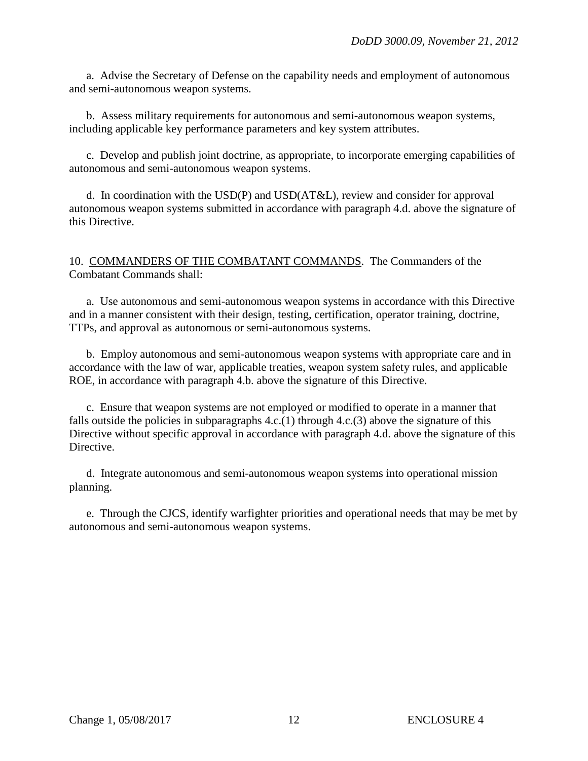a. Advise the Secretary of Defense on the capability needs and employment of autonomous and semi-autonomous weapon systems.

b. Assess military requirements for autonomous and semi-autonomous weapon systems, including applicable key performance parameters and key system attributes.

c. Develop and publish joint doctrine, as appropriate, to incorporate emerging capabilities of autonomous and semi-autonomous weapon systems.

d. In coordination with the USD(P) and USD(AT&L), review and consider for approval autonomous weapon systems submitted in accordance with paragraph 4.d. above the signature of this Directive.

10. <u>COMMANDERS OF THE COMBATANT COMMANDS</u>. The Commanders of the Combatant Commands shall:

a. Use autonomous and semi-autonomous weapon systems in accordance with this Directive and in a manner consistent with their design, testing, certification, operator training, doctrine, TTPs, and approval as autonomous or semi-autonomous systems.

b. Employ autonomous and semi-autonomous weapon systems with appropriate care and in accordance with the law of war, applicable treaties, weapon system safety rules, and applicable ROE, in accordance with paragraph 4.b. above the signature of this Directive.

c. Ensure that weapon systems are not employed or modified to operate in a manner that falls outside the policies in subparagraphs 4.c.(1) through 4.c.(3) above the signature of this Directive without specific approval in accordance with paragraph 4.d. above the signature of this Directive.

d. Integrate autonomous and semi-autonomous weapon systems into operational mission planning.

e. Through the CJCS, identify warfighter priorities and operational needs that may be met by autonomous and semi-autonomous weapon systems.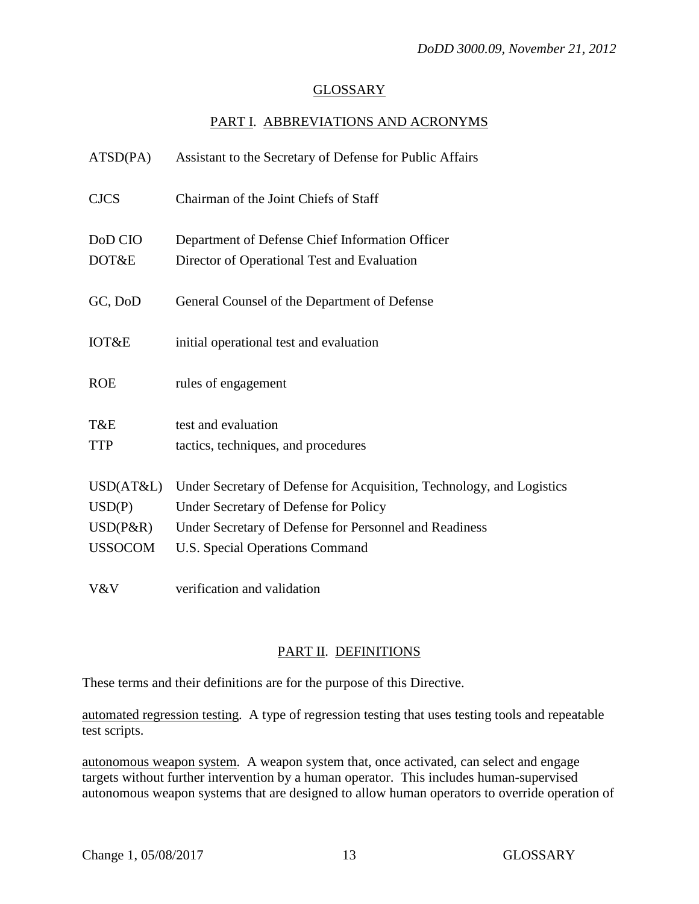## GLOSSARY

### PART I. ABBREVIATIONS AND ACRONYMS

| | |
|---|---|
| ATSD(PA) | Assistant to the Secretary of Defense for Public Affairs |
| CJCS | Chairman of the Joint Chiefs of Staff |
| DoD CIO | Department of Defense Chief Information Officer |
| DOT&E | Director of Operational Test and Evaluation |
| GC, DoD | General Counsel of the Department of Defense |
| IOT&E | initial operational test and evaluation |
| ROE | rules of engagement |
| T&E | test and evaluation |
| TTP | tactics, techniques, and procedures |
| USD(AT&L) | Under Secretary of Defense for Acquisition, Technology, and Logistics |
| USD(P) | Under Secretary of Defense for Policy |
| USD(P&R) | Under Secretary of Defense for Personnel and Readiness |
| USSOCOM | U.S. Special Operations Command |
| V&V | verification and validation |

### PART II. DEFINITIONS

These terms and their definitions are for the purpose of this Directive.

automated regression testing. A type of regression testing that uses testing tools and repeatable test scripts.

autonomous weapon system. A weapon system that, once activated, can select and engage targets without further intervention by a human operator. This includes human-supervised autonomous weapon systems that are designed to allow human operators to override operation of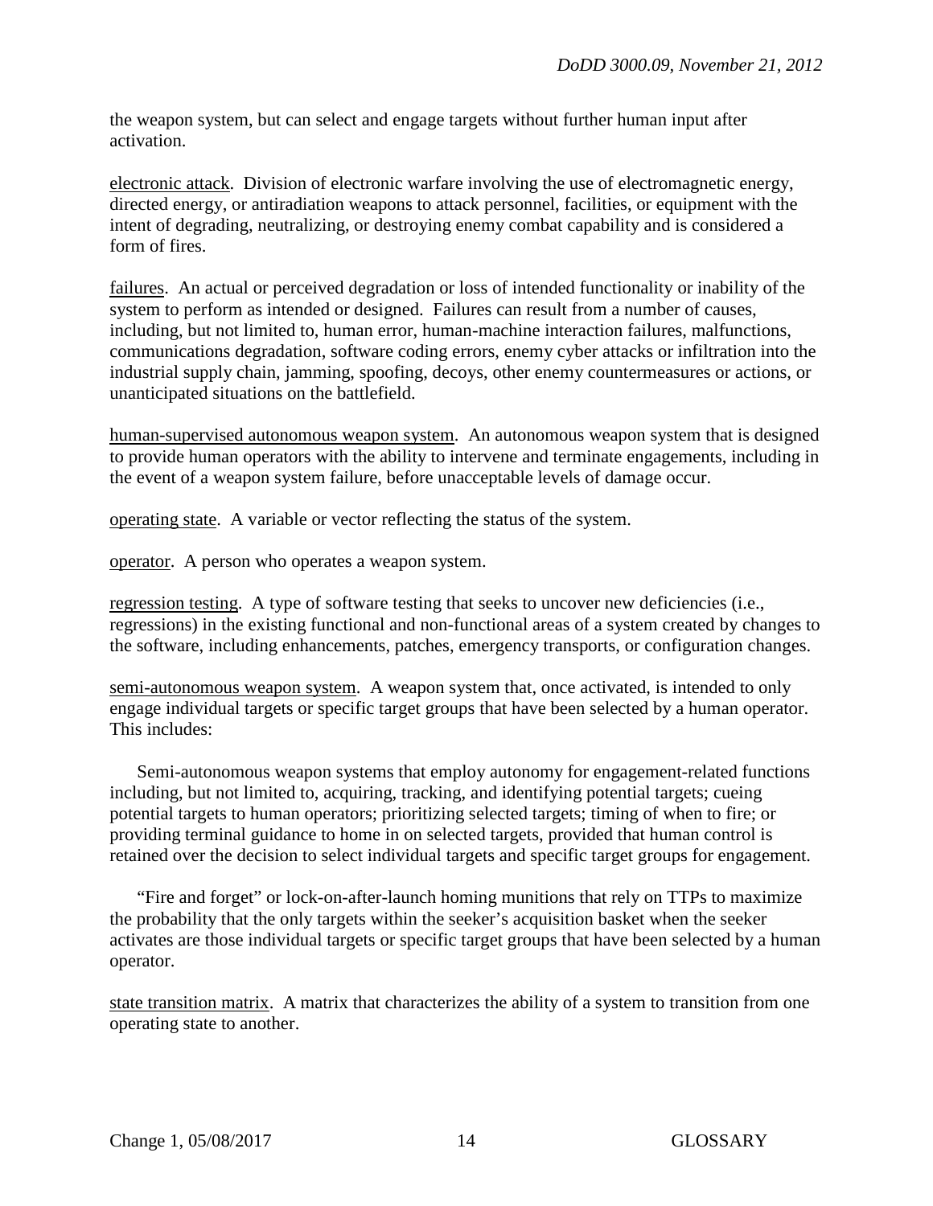the weapon system, but can select and engage targets without further human input after activation.

electronic attack. Division of electronic warfare involving the use of electromagnetic energy, directed energy, or antiradiation weapons to attack personnel, facilities, or equipment with the intent of degrading, neutralizing, or destroying enemy combat capability and is considered a form of fires.

failures. An actual or perceived degradation or loss of intended functionality or inability of the system to perform as intended or designed. Failures can result from a number of causes, including, but not limited to, human error, human-machine interaction failures, malfunctions, communications degradation, software coding errors, enemy cyber attacks or infiltration into the industrial supply chain, jamming, spoofing, decoys, other enemy countermeasures or actions, or unanticipated situations on the battlefield.

human-supervised autonomous weapon system. An autonomous weapon system that is designed to provide human operators with the ability to intervene and terminate engagements, including in the event of a weapon system failure, before unacceptable levels of damage occur.

operating state. A variable or vector reflecting the status of the system.

operator. A person who operates a weapon system.

regression testing. A type of software testing that seeks to uncover new deficiencies (i.e., regressions) in the existing functional and non-functional areas of a system created by changes to the software, including enhancements, patches, emergency transports, or configuration changes.

semi-autonomous weapon system. A weapon system that, once activated, is intended to only engage individual targets or specific target groups that have been selected by a human operator. This includes:

Semi-autonomous weapon systems that employ autonomy for engagement-related functions including, but not limited to, acquiring, tracking, and identifying potential targets; cueing potential targets to human operators; prioritizing selected targets; timing of when to fire; or providing terminal guidance to home in on selected targets, provided that human control is retained over the decision to select individual targets and specific target groups for engagement.

"Fire and forget" or lock-on-after-launch homing munitions that rely on TTPs to maximize the probability that the only targets within the seeker's acquisition basket when the seeker activates are those individual targets or specific target groups that have been selected by a human operator.

state transition matrix. A matrix that characterizes the ability of a system to transition from one operating state to another.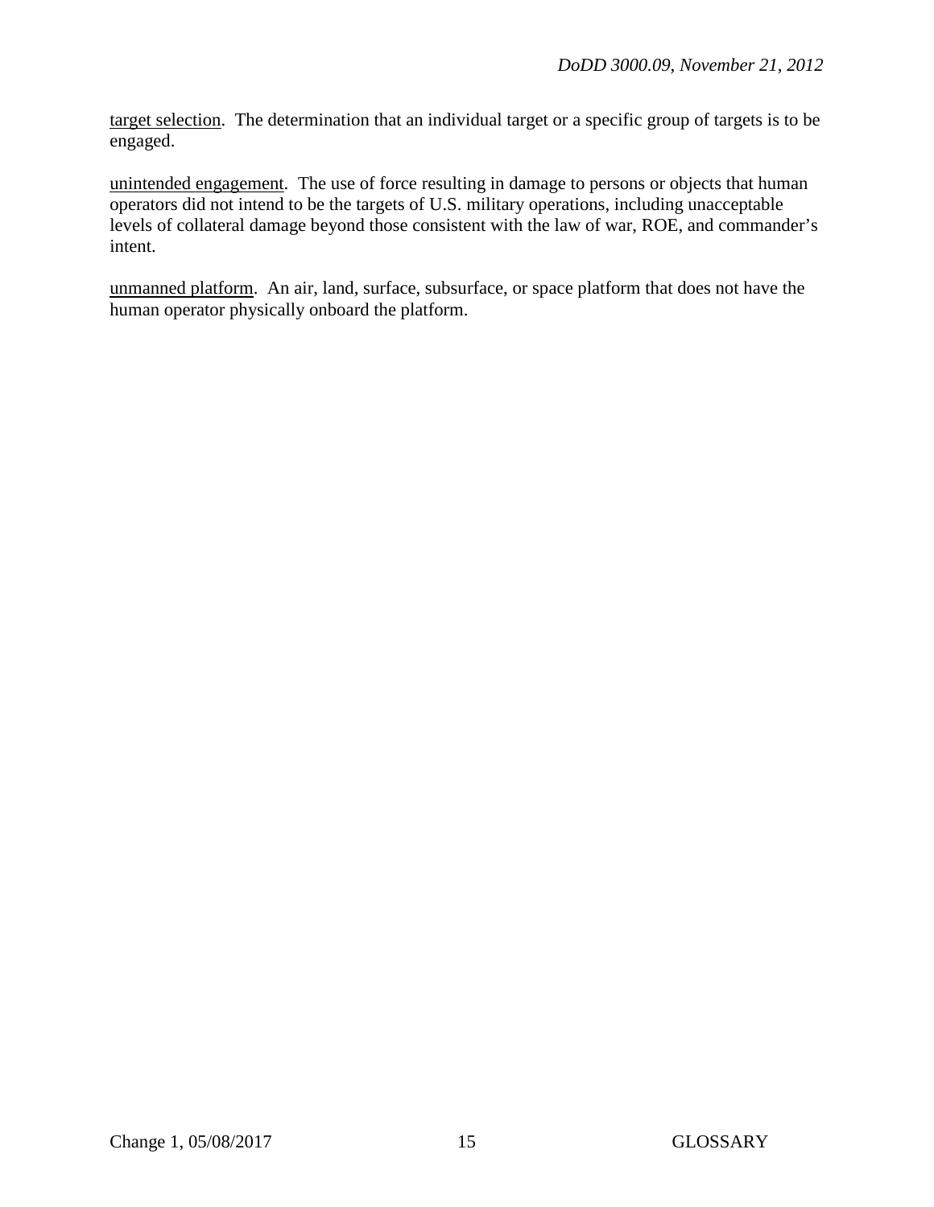target selection. The determination that an individual target or a specific group of targets is to be engaged.

unintended engagement. The use of force resulting in damage to persons or objects that human operators did not intend to be the targets of U.S. military operations, including unacceptable levels of collateral damage beyond those consistent with the law of war, ROE, and commander's intent.

unmanned platform. An air, land, surface, subsurface, or space platform that does not have the human operator physically onboard the platform.